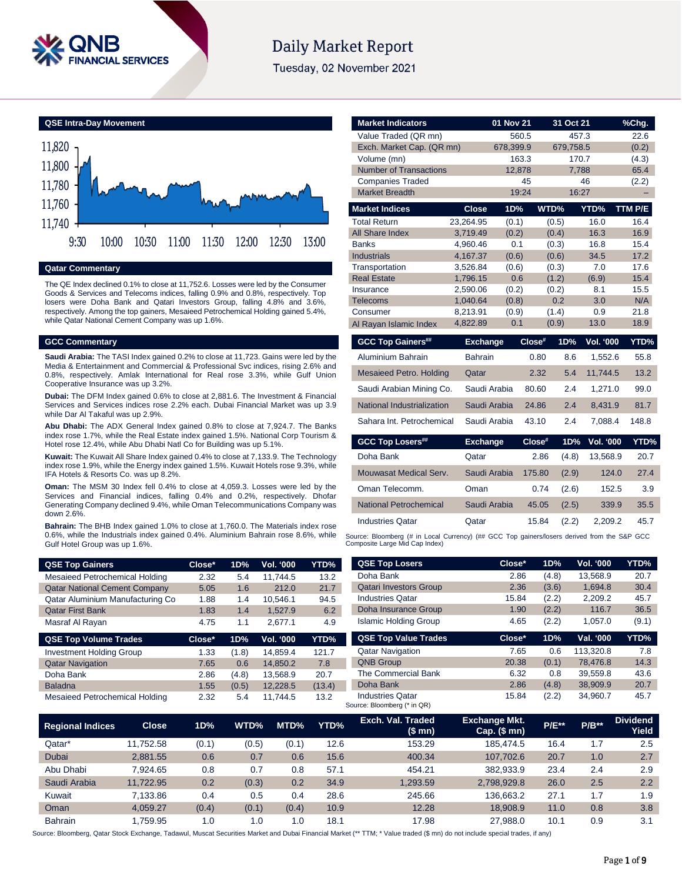# Daily Market Report

Tuesday, 02 November 2021

## QSE Intra-Day Movement

## Qatar Commentary

The QE Index declined 0.1% to close at 11,752.6. Losses were led by the Consumer Goods & Services and Telecoms indices, falling 0.9% and 0.8%, respectively. Top losers were Doha Bank and Qatari Investors Group, falling 4.8% and 3.6%, respectively. Among the top gainers, Mesaieed Petrochemical Holding gained 5.4%, while Qatar National Cement Company was up 1.6%.

## GCC Commentary

**Saudi Arabia:** The TASI Index gained 0.2% to close at 11,723. Gains were led by the Media & Entertainment and Commercial & Professional Svc indices, rising 2.6% and 0.8%, respectively. Amlak International for Real rose 3.3%, while Gulf Union Cooperative Insurance was up 3.2%.

**Dubai:** The DFM Index gained 0.6% to close at 2,881.6. The Investment & Financial Services and Services indices rose 2.2% each. Dubai Financial Market was up 3.9 while Dar Al Takaful was up 2.9%.

**Abu Dhabi:** The ADX General Index gained 0.8% to close at 7,924.7. The Banks index rose 1.7%, while the Real Estate index gained 1.5%. National Corp Tourism & Hotel rose 12.4%, while Abu Dhabi Natl Co for Building was up 5.1%.

**Kuwait:** The Kuwait All Share Index gained 0.4% to close at 7,133.9. The Technology index rose 1.9%, while the Energy index gained 1.5%. Kuwait Hotels rose 9.3%, while IFA Hotels & Resorts Co. was up 8.2%.

**Oman:** The MSM 30 Index fell 0.4% to close at 4,059.3. Losses were led by the Services and Financial indices, falling 0.4% and 0.2%, respectively. Dhofar Generating Company declined 9.4%, while Oman Telecommunications Company was down 2.6%.

**Bahrain:** The BHB Index gained 1.0% to close at 1,760.0. The Materials index rose 0.6%, while the Industrials index gained 0.4%. Aluminium Bahrain rose 8.6%, while Gulf Hotel Group was up 1.6%.

| Market Indicators | 01 Nov 21 | 31 Oct 21 | %Chg. |
|---|---|---|---|
| Value Traded (QR mn) | 560.5 | 457.3 | 22.6 |
| Exch. Market Cap. (QR mn) | 678,399.9 | 679,758.5 | (0.2) |
| Volume (mn) | 163.3 | 170.7 | (4.3) |
| Number of Transactions | 12,878 | 7,788 | 65.4 |
| Companies Traded | 45 | 46 | (2.2) |
| Market Breadth | 19:24 | 16:27 | – |

| Market Indices | Close | 1D% | WTD% | YTD% | TTM P/E |
|---|---|---|---|---|---|
| Total Return | 23,264.95 | (0.1) | (0.5) | 16.0 | 16.4 |
| All Share Index | 3,719.49 | (0.2) | (0.4) | 16.3 | 16.9 |
| Banks | 4,960.46 | 0.1 | (0.3) | 16.8 | 15.4 |
| Industrials | 4,167.37 | (0.6) | (0.6) | 34.5 | 17.2 |
| Transportation | 3,526.84 | (0.6) | (0.3) | 7.0 | 17.6 |
| Real Estate | 1,796.15 | 0.6 | (1.2) | (6.9) | 15.4 |
| Insurance | 2,590.06 | (0.2) | (0.2) | 8.1 | 15.5 |
| Telecoms | 1,040.64 | (0.8) | 0.2 | 3.0 | N/A |
| Consumer | 8,213.91 | (0.9) | (1.4) | 0.9 | 21.8 |
| Al Rayan Islamic Index | 4,822.89 | 0.1 | (0.9) | 13.0 | 18.9 |

| GCC Top Gainers## | Exchange | Close# | 1D% | Vol. '000 | YTD% |
|---|---|---|---|---|---|
| Aluminium Bahrain | Bahrain | 0.80 | 8.6 | 1,552.6 | 55.8 |
| Mesaieed Petro. Holding | Qatar | 2.32 | 5.4 | 11,744.5 | 13.2 |
| Saudi Arabian Mining Co. | Saudi Arabia | 80.60 | 2.4 | 1,271.0 | 99.0 |
| National Industrialization | Saudi Arabia | 24.86 | 2.4 | 8,431.9 | 81.7 |
| Sahara Int. Petrochemical | Saudi Arabia | 43.10 | 2.4 | 7,088.4 | 148.8 |

| GCC Top Losers## | Exchange | Close# | 1D% | Vol. '000 | YTD% |
|---|---|---|---|---|---|
| Doha Bank | Qatar | 2.86 | (4.8) | 13,568.9 | 20.7 |
| Mouwasat Medical Serv. | Saudi Arabia | 175.80 | (2.9) | 124.0 | 27.4 |
| Oman Telecomm. | Oman | 0.74 | (2.6) | 152.5 | 3.9 |
| National Petrochemical | Saudi Arabia | 45.05 | (2.5) | 339.9 | 35.5 |
| Industries Qatar | Qatar | 15.84 | (2.2) | 2,209.2 | 45.7 |

Source: Bloomberg (# in Local Currency) (## GCC Top gainers/losers derived from the S&P GCC Composite Large Mid Cap Index)

| QSE Top Gainers | Close* | 1D% | Vol. '000 | YTD% |
|---|---|---|---|---|
| Mesaieed Petrochemical Holding | 2.32 | 5.4 | 11,744.5 | 13.2 |
| Qatar National Cement Company | 5.05 | 1.6 | 212.0 | 21.7 |
| Qatar Aluminium Manufacturing Co | 1.88 | 1.4 | 10,546.1 | 94.5 |
| Qatar First Bank | 1.83 | 1.4 | 1,527.9 | 6.2 |
| Masraf Al Rayan | 4.75 | 1.1 | 2,677.1 | 4.9 |

| QSE Top Volume Trades | Close* | 1D% | Vol. '000 | YTD% |
|---|---|---|---|---|
| Investment Holding Group | 1.33 | (1.8) | 14,859.4 | 121.7 |
| Qatar Navigation | 7.65 | 0.6 | 14,850.2 | 7.8 |
| Doha Bank | 2.86 | (4.8) | 13,568.9 | 20.7 |
| Baladna | 1.55 | (0.5) | 12,228.5 | (13.4) |
| Mesaieed Petrochemical Holding | 2.32 | 5.4 | 11,744.5 | 13.2 |

| QSE Top Losers | Close* | 1D% | Vol. '000 | YTD% |
|---|---|---|---|---|
| Doha Bank | 2.86 | (4.8) | 13,568.9 | 20.7 |
| Qatari Investors Group | 2.36 | (3.6) | 1,694.8 | 30.4 |
| Industries Qatar | 15.84 | (2.2) | 2,209.2 | 45.7 |
| Doha Insurance Group | 1.90 | (2.2) | 116.7 | 36.5 |
| Islamic Holding Group | 4.65 | (2.2) | 1,057.0 | (9.1) |

| QSE Top Value Trades | Close* | 1D% | Val. '000 | YTD% |
|---|---|---|---|---|
| Qatar Navigation | 7.65 | 0.6 | 113,320.8 | 7.8 |
| QNB Group | 20.38 | (0.1) | 78,476.8 | 14.3 |
| The Commercial Bank | 6.32 | 0.8 | 39,559.8 | 43.6 |
| Doha Bank | 2.86 | (4.8) | 38,909.9 | 20.7 |
| Industries Qatar | 15.84 | (2.2) | 34,960.7 | 45.7 |

Source: Bloomberg (* in QR)

| Regional Indices | Close | 1D% | WTD% | MTD% | YTD% | Exch. Val. Traded ($ mn) | Exchange Mkt. Cap. ($ mn) | P/E** | P/B** | Dividend Yield |
|---|---|---|---|---|---|---|---|---|---|---|
| Qatar* | 11,752.58 | (0.1) | (0.5) | (0.1) | 12.6 | 153.29 | 185,474.5 | 16.4 | 1.7 | 2.5 |
| Dubai | 2,881.55 | 0.6 | 0.7 | 0.6 | 15.6 | 400.34 | 107,702.6 | 20.7 | 1.0 | 2.7 |
| Abu Dhabi | 7,924.65 | 0.8 | 0.7 | 0.8 | 57.1 | 454.21 | 382,933.9 | 23.4 | 2.4 | 2.9 |
| Saudi Arabia | 11,722.95 | 0.2 | (0.3) | 0.2 | 34.9 | 1,293.59 | 2,798,929.8 | 26.0 | 2.5 | 2.2 |
| Kuwait | 7,133.86 | 0.4 | 0.5 | 0.4 | 28.6 | 245.66 | 136,663.2 | 27.1 | 1.7 | 1.9 |
| Oman | 4,059.27 | (0.4) | (0.1) | (0.4) | 10.9 | 12.28 | 18,908.9 | 11.0 | 0.8 | 3.8 |
| Bahrain | 1,759.95 | 1.0 | 1.0 | 1.0 | 18.1 | 17.98 | 27,988.0 | 10.1 | 0.9 | 3.1 |

Source: Bloomberg, Qatar Stock Exchange, Tadawul, Muscat Securities Market and Dubai Financial Market (** TTM; * Value traded ($ mn) do not include special trades, if any)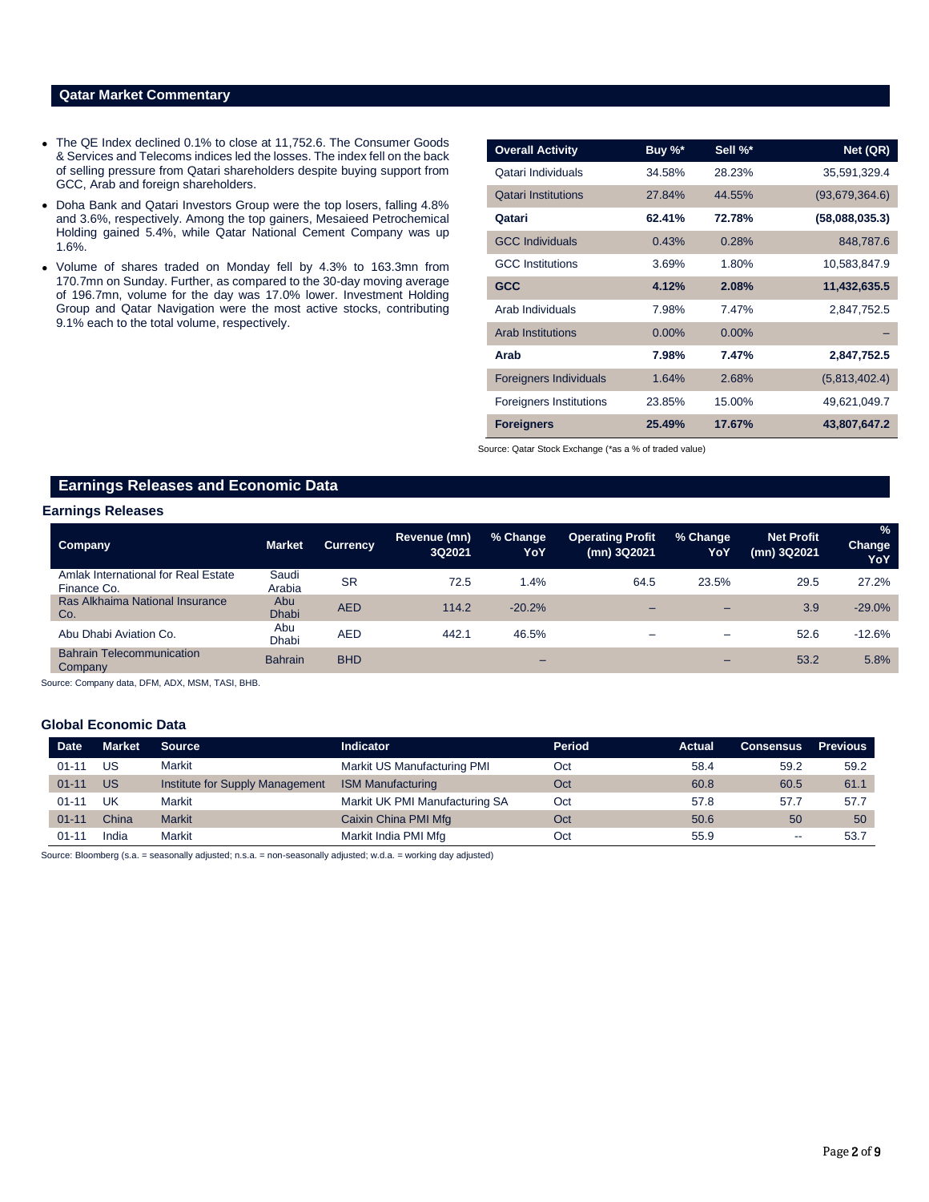## Qatar Market Commentary

- The QE Index declined 0.1% to close at 11,752.6. The Consumer Goods & Services and Telecoms indices led the losses. The index fell on the back of selling pressure from Qatari shareholders despite buying support from GCC, Arab and foreign shareholders.
- Doha Bank and Qatari Investors Group were the top losers, falling 4.8% and 3.6%, respectively. Among the top gainers, Mesaieed Petrochemical Holding gained 5.4%, while Qatar National Cement Company was up 1.6%.
- Volume of shares traded on Monday fell by 4.3% to 163.3mn from 170.7mn on Sunday. Further, as compared to the 30-day moving average of 196.7mn, volume for the day was 17.0% lower. Investment Holding Group and Qatar Navigation were the most active stocks, contributing 9.1% each to the total volume, respectively.

| Overall Activity | Buy %* | Sell %* | Net (QR) |
|---|---|---|---|
| Qatari Individuals | 34.58% | 28.23% | 35,591,329.4 |
| Qatari Institutions | 27.84% | 44.55% | (93,679,364.6) |
| **Qatari** | **62.41%** | **72.78%** | **(58,088,035.3)** |
| GCC Individuals | 0.43% | 0.28% | 848,787.6 |
| GCC Institutions | 3.69% | 1.80% | 10,583,847.9 |
| **GCC** | **4.12%** | **2.08%** | **11,432,635.5** |
| Arab Individuals | 7.98% | 7.47% | 2,847,752.5 |
| Arab Institutions | 0.00% | 0.00% | – |
| **Arab** | **7.98%** | **7.47%** | **2,847,752.5** |
| Foreigners Individuals | 1.64% | 2.68% | (5,813,402.4) |
| Foreigners Institutions | 23.85% | 15.00% | 49,621,049.7 |
| **Foreigners** | **25.49%** | **17.67%** | **43,807,647.2** |

Source: Qatar Stock Exchange (*as a % of traded value)

## Earnings Releases and Economic Data

### Earnings Releases

| Company | Market | Currency | Revenue (mn) 3Q2021 | % Change YoY | Operating Profit (mn) 3Q2021 | % Change YoY | Net Profit (mn) 3Q2021 | % Change YoY |
|---|---|---|---|---|---|---|---|---|
| Amlak International for Real Estate Finance Co. | Saudi Arabia | SR | 72.5 | 1.4% | 64.5 | 23.5% | 29.5 | 27.2% |
| Ras Alkhaima National Insurance Co. | Abu Dhabi | AED | 114.2 | -20.2% | – | – | 3.9 | -29.0% |
| Abu Dhabi Aviation Co. | Abu Dhabi | AED | 442.1 | 46.5% | – | – | 52.6 | -12.6% |
| Bahrain Telecommunication Company | Bahrain | BHD | | – | | – | 53.2 | 5.8% |

Source: Company data, DFM, ADX, MSM, TASI, BHB.

### Global Economic Data

| Date | Market | Source | Indicator | Period | Actual | Consensus | Previous |
|---|---|---|---|---|---|---|---|
| 01-11 | US | Markit | Markit US Manufacturing PMI | Oct | 58.4 | 59.2 | 59.2 |
| 01-11 | US | Institute for Supply Management | ISM Manufacturing | Oct | 60.8 | 60.5 | 61.1 |
| 01-11 | UK | Markit | Markit UK PMI Manufacturing SA | Oct | 57.8 | 57.7 | 57.7 |
| 01-11 | China | Markit | Caixin China PMI Mfg | Oct | 50.6 | 50 | 50 |
| 01-11 | India | Markit | Markit India PMI Mfg | Oct | 55.9 | -- | 53.7 |

Source: Bloomberg (s.a. = seasonally adjusted; n.s.a. = non-seasonally adjusted; w.d.a. = working day adjusted)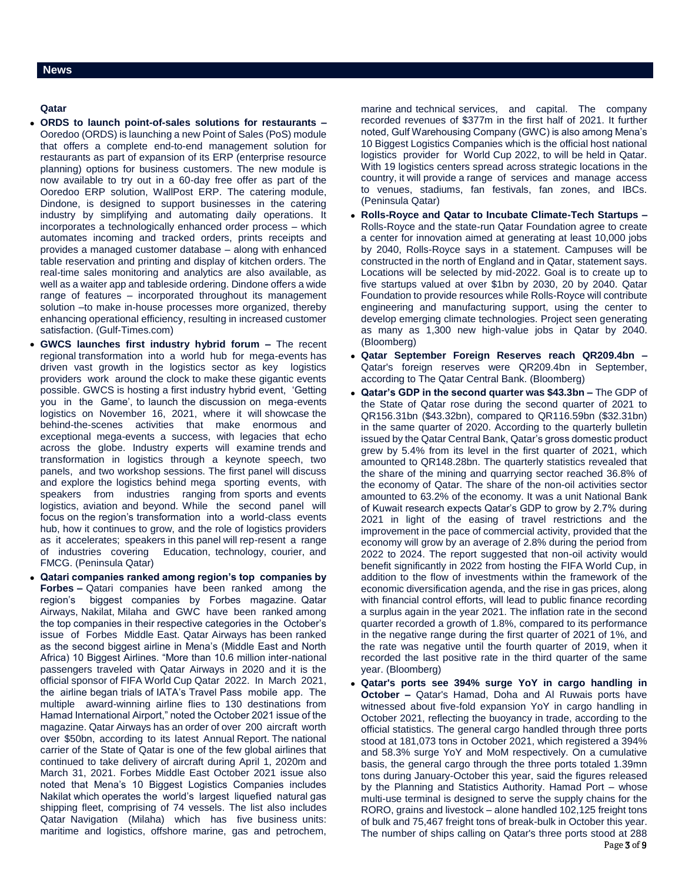## News

### Qatar

- **ORDS to launch point-of-sales solutions for restaurants –** Ooredoo (ORDS) is launching a new Point of Sales (PoS) module that offers a complete end-to-end management solution for restaurants as part of expansion of its ERP (enterprise resource planning) options for business customers. The new module is now available to try out in a 60-day free offer as part of the Ooredoo ERP solution, WallPost ERP. The catering module, Dindone, is designed to support businesses in the catering industry by simplifying and automating daily operations. It incorporates a technologically enhanced order process – which automates incoming and tracked orders, prints receipts and provides a managed customer database – along with enhanced table reservation and printing and display of kitchen orders. The real-time sales monitoring and analytics are also available, as well as a waiter app and tableside ordering. Dindone offers a wide range of features – incorporated throughout its management solution –to make in-house processes more organized, thereby enhancing operational efficiency, resulting in increased customer satisfaction. (Gulf-Times.com)
- **GWCS launches first industry hybrid forum –** The recent regional transformation into a world hub for mega-events has driven vast growth in the logistics sector as key logistics providers work around the clock to make these gigantic events possible. GWCS is hosting a first industry hybrid event, 'Getting you in the Game', to launch the discussion on mega-events logistics on November 16, 2021, where it will showcase the behind-the-scenes activities that make enormous and exceptional mega-events a success, with legacies that echo across the globe. Industry experts will examine trends and transformation in logistics through a keynote speech, two panels, and two workshop sessions. The first panel will discuss and explore the logistics behind mega sporting events, with speakers from industries ranging from sports and events logistics, aviation and beyond. While the second panel will focus on the region's transformation into a world-class events hub, how it continues to grow, and the role of logistics providers as it accelerates; speakers in this panel will rep-resent a range of industries covering Education, technology, courier, and FMCG. (Peninsula Qatar)
- **Qatari companies ranked among region's top companies by Forbes –** Qatari companies have been ranked among the region's biggest companies by Forbes magazine. Qatar Airways, Nakilat, Milaha and GWC have been ranked among the top companies in their respective categories in the October's issue of Forbes Middle East. Qatar Airways has been ranked as the second biggest airline in Mena's (Middle East and North Africa) 10 Biggest Airlines. "More than 10.6 million inter-national passengers traveled with Qatar Airways in 2020 and it is the official sponsor of FIFA World Cup Qatar 2022. In March 2021, the airline began trials of IATA's Travel Pass mobile app. The multiple award-winning airline flies to 130 destinations from Hamad International Airport," noted the October 2021 issue of the magazine. Qatar Airways has an order of over 200 aircraft worth over $50bn, according to its latest Annual Report. The national carrier of the State of Qatar is one of the few global airlines that continued to take delivery of aircraft during April 1, 2020m and March 31, 2021. Forbes Middle East October 2021 issue also noted that Mena's 10 Biggest Logistics Companies includes Nakilat which operates the world's largest liquefied natural gas shipping fleet, comprising of 74 vessels. The list also includes Qatar Navigation (Milaha) which has five business units: maritime and logistics, offshore marine, gas and petrochem, marine and technical services, and capital. The company recorded revenues of $377m in the first half of 2021. It further noted, Gulf Warehousing Company (GWC) is also among Mena's 10 Biggest Logistics Companies which is the official host national logistics provider for World Cup 2022, to will be held in Qatar. With 19 logistics centers spread across strategic locations in the country, it will provide a range of services and manage access to venues, stadiums, fan festivals, fan zones, and IBCs. (Peninsula Qatar)
- **Rolls-Royce and Qatar to Incubate Climate-Tech Startups –** Rolls-Royce and the state-run Qatar Foundation agree to create a center for innovation aimed at generating at least 10,000 jobs by 2040, Rolls-Royce says in a statement. Campuses will be constructed in the north of England and in Qatar, statement says. Locations will be selected by mid-2022. Goal is to create up to five startups valued at over $1bn by 2030, 20 by 2040. Qatar Foundation to provide resources while Rolls-Royce will contribute engineering and manufacturing support, using the center to develop emerging climate technologies. Project seen generating as many as 1,300 new high-value jobs in Qatar by 2040. (Bloomberg)
- **Qatar September Foreign Reserves reach QR209.4bn –** Qatar's foreign reserves were QR209.4bn in September, according to The Qatar Central Bank. (Bloomberg)
- **Qatar's GDP in the second quarter was $43.3bn –** The GDP of the State of Qatar rose during the second quarter of 2021 to QR156.31bn ($43.32bn), compared to QR116.59bn ($32.31bn) in the same quarter of 2020. According to the quarterly bulletin issued by the Qatar Central Bank, Qatar's gross domestic product grew by 5.4% from its level in the first quarter of 2021, which amounted to QR148.28bn. The quarterly statistics revealed that the share of the mining and quarrying sector reached 36.8% of the economy of Qatar. The share of the non-oil activities sector amounted to 63.2% of the economy. It was a unit National Bank of Kuwait research expects Qatar's GDP to grow by 2.7% during 2021 in light of the easing of travel restrictions and the improvement in the pace of commercial activity, provided that the economy will grow by an average of 2.8% during the period from 2022 to 2024. The report suggested that non-oil activity would benefit significantly in 2022 from hosting the FIFA World Cup, in addition to the flow of investments within the framework of the economic diversification agenda, and the rise in gas prices, along with financial control efforts, will lead to public finance recording a surplus again in the year 2021. The inflation rate in the second quarter recorded a growth of 1.8%, compared to its performance in the negative range during the first quarter of 2021 of 1%, and the rate was negative until the fourth quarter of 2019, when it recorded the last positive rate in the third quarter of the same year. (Bloomberg)
- **Qatar's ports see 394% surge YoY in cargo handling in October –** Qatar's Hamad, Doha and Al Ruwais ports have witnessed about five-fold expansion YoY in cargo handling in October 2021, reflecting the buoyancy in trade, according to the official statistics. The general cargo handled through three ports stood at 181,073 tons in October 2021, which registered a 394% and 58.3% surge YoY and MoM respectively. On a cumulative basis, the general cargo through the three ports totaled 1.39mn tons during January-October this year, said the figures released by the Planning and Statistics Authority. Hamad Port – whose multi-use terminal is designed to serve the supply chains for the RORO, grains and livestock – alone handled 102,125 freight tons of bulk and 75,467 freight tons of break-bulk in October this year. The number of ships calling on Qatar's three ports stood at 288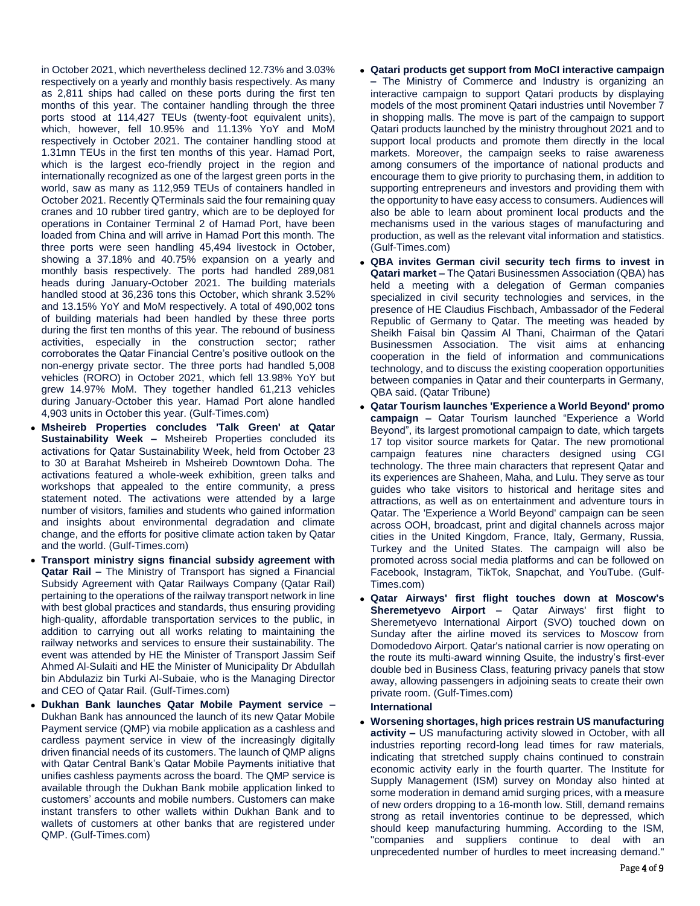in October 2021, which nevertheless declined 12.73% and 3.03% respectively on a yearly and monthly basis respectively. As many as 2,811 ships had called on these ports during the first ten months of this year. The container handling through the three ports stood at 114,427 TEUs (twenty-foot equivalent units), which, however, fell 10.95% and 11.13% YoY and MoM respectively in October 2021. The container handling stood at 1.31mn TEUs in the first ten months of this year. Hamad Port, which is the largest eco-friendly project in the region and internationally recognized as one of the largest green ports in the world, saw as many as 112,959 TEUs of containers handled in October 2021. Recently QTerminals said the four remaining quay cranes and 10 rubber tired gantry, which are to be deployed for operations in Container Terminal 2 of Hamad Port, have been loaded from China and will arrive in Hamad Port this month. The three ports were seen handling 45,494 livestock in October, showing a 37.18% and 40.75% expansion on a yearly and monthly basis respectively. The ports had handled 289,081 heads during January-October 2021. The building materials handled stood at 36,236 tons this October, which shrank 3.52% and 13.15% YoY and MoM respectively. A total of 490,002 tons of building materials had been handled by these three ports during the first ten months of this year. The rebound of business activities, especially in the construction sector; rather corroborates the Qatar Financial Centre's positive outlook on the non-energy private sector. The three ports had handled 5,008 vehicles (RORO) in October 2021, which fell 13.98% YoY but grew 14.97% MoM. They together handled 61,213 vehicles during January-October this year. Hamad Port alone handled 4,903 units in October this year. (Gulf-Times.com)

- **Msheireb Properties concludes 'Talk Green' at Qatar Sustainability Week –** Msheireb Properties concluded its activations for Qatar Sustainability Week, held from October 23 to 30 at Barahat Msheireb in Msheireb Downtown Doha. The activations featured a whole-week exhibition, green talks and workshops that appealed to the entire community, a press statement noted. The activations were attended by a large number of visitors, families and students who gained information and insights about environmental degradation and climate change, and the efforts for positive climate action taken by Qatar and the world. (Gulf-Times.com)
- **Transport ministry signs financial subsidy agreement with Qatar Rail –** The Ministry of Transport has signed a Financial Subsidy Agreement with Qatar Railways Company (Qatar Rail) pertaining to the operations of the railway transport network in line with best global practices and standards, thus ensuring providing high-quality, affordable transportation services to the public, in addition to carrying out all works relating to maintaining the railway networks and services to ensure their sustainability. The event was attended by HE the Minister of Transport Jassim Seif Ahmed Al-Sulaiti and HE the Minister of Municipality Dr Abdullah bin Abdulaziz bin Turki Al-Subaie, who is the Managing Director and CEO of Qatar Rail. (Gulf-Times.com)
- **Dukhan Bank launches Qatar Mobile Payment service –** Dukhan Bank has announced the launch of its new Qatar Mobile Payment service (QMP) via mobile application as a cashless and cardless payment service in view of the increasingly digitally driven financial needs of its customers. The launch of QMP aligns with Qatar Central Bank's Qatar Mobile Payments initiative that unifies cashless payments across the board. The QMP service is available through the Dukhan Bank mobile application linked to customers' accounts and mobile numbers. Customers can make instant transfers to other wallets within Dukhan Bank and to wallets of customers at other banks that are registered under QMP. (Gulf-Times.com)
- **Qatari products get support from MoCI interactive campaign –** The Ministry of Commerce and Industry is organizing an interactive campaign to support Qatari products by displaying models of the most prominent Qatari industries until November 7 in shopping malls. The move is part of the campaign to support Qatari products launched by the ministry throughout 2021 and to support local products and promote them directly in the local markets. Moreover, the campaign seeks to raise awareness among consumers of the importance of national products and encourage them to give priority to purchasing them, in addition to supporting entrepreneurs and investors and providing them with the opportunity to have easy access to consumers. Audiences will also be able to learn about prominent local products and the mechanisms used in the various stages of manufacturing and production, as well as the relevant vital information and statistics. (Gulf-Times.com)
- **QBA invites German civil security tech firms to invest in Qatari market –** The Qatari Businessmen Association (QBA) has held a meeting with a delegation of German companies specialized in civil security technologies and services, in the presence of HE Claudius Fischbach, Ambassador of the Federal Republic of Germany to Qatar. The meeting was headed by Sheikh Faisal bin Qassim Al Thani, Chairman of the Qatari Businessmen Association. The visit aims at enhancing cooperation in the field of information and communications technology, and to discuss the existing cooperation opportunities between companies in Qatar and their counterparts in Germany, QBA said. (Qatar Tribune)
- **Qatar Tourism launches 'Experience a World Beyond' promo campaign –** Qatar Tourism launched "Experience a World Beyond", its largest promotional campaign to date, which targets 17 top visitor source markets for Qatar. The new promotional campaign features nine characters designed using CGI technology. The three main characters that represent Qatar and its experiences are Shaheen, Maha, and Lulu. They serve as tour guides who take visitors to historical and heritage sites and attractions, as well as on entertainment and adventure tours in Qatar. The 'Experience a World Beyond' campaign can be seen across OOH, broadcast, print and digital channels across major cities in the United Kingdom, France, Italy, Germany, Russia, Turkey and the United States. The campaign will also be promoted across social media platforms and can be followed on Facebook, Instagram, TikTok, Snapchat, and YouTube. (Gulf-Times.com)
- **Qatar Airways' first flight touches down at Moscow's Sheremetyevo Airport –** Qatar Airways' first flight to Sheremetyevo International Airport (SVO) touched down on Sunday after the airline moved its services to Moscow from Domodedovo Airport. Qatar's national carrier is now operating on the route its multi-award winning Qsuite, the industry's first-ever double bed in Business Class, featuring privacy panels that stow away, allowing passengers in adjoining seats to create their own private room. (Gulf-Times.com)

**International**

- **Worsening shortages, high prices restrain US manufacturing activity –** US manufacturing activity slowed in October, with all industries reporting record-long lead times for raw materials, indicating that stretched supply chains continued to constrain economic activity early in the fourth quarter. The Institute for Supply Management (ISM) survey on Monday also hinted at some moderation in demand amid surging prices, with a measure of new orders dropping to a 16-month low. Still, demand remains strong as retail inventories continue to be depressed, which should keep manufacturing humming. According to the ISM, "companies and suppliers continue to deal with an unprecedented number of hurdles to meet increasing demand."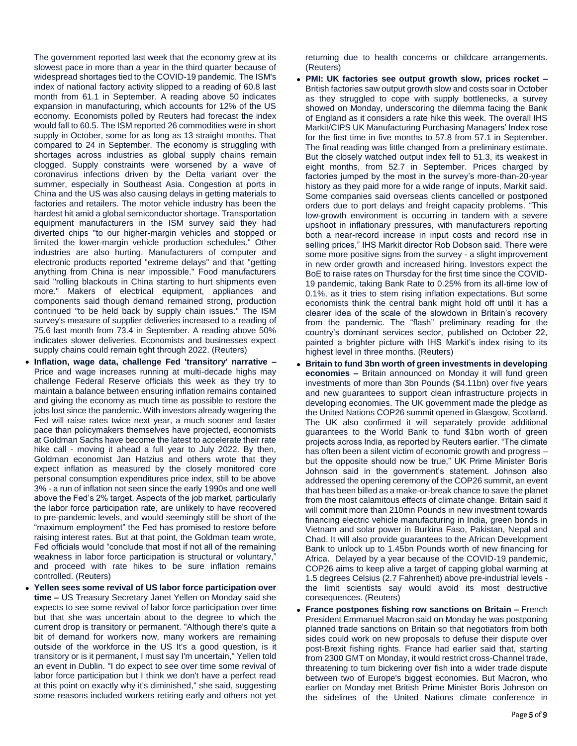The government reported last week that the economy grew at its slowest pace in more than a year in the third quarter because of widespread shortages tied to the COVID-19 pandemic. The ISM's index of national factory activity slipped to a reading of 60.8 last month from 61.1 in September. A reading above 50 indicates expansion in manufacturing, which accounts for 12% of the US economy. Economists polled by Reuters had forecast the index would fall to 60.5. The ISM reported 26 commodities were in short supply in October, some for as long as 13 straight months. That compared to 24 in September. The economy is struggling with shortages across industries as global supply chains remain clogged. Supply constraints were worsened by a wave of coronavirus infections driven by the Delta variant over the summer, especially in Southeast Asia. Congestion at ports in China and the US was also causing delays in getting materials to factories and retailers. The motor vehicle industry has been the hardest hit amid a global semiconductor shortage. Transportation equipment manufacturers in the ISM survey said they had diverted chips "to our higher-margin vehicles and stopped or limited the lower-margin vehicle production schedules." Other industries are also hurting. Manufacturers of computer and electronic products reported "extreme delays" and that "getting anything from China is near impossible." Food manufacturers said "rolling blackouts in China starting to hurt shipments even more." Makers of electrical equipment, appliances and components said though demand remained strong, production continued "to be held back by supply chain issues." The ISM survey's measure of supplier deliveries increased to a reading of 75.6 last month from 73.4 in September. A reading above 50% indicates slower deliveries. Economists and businesses expect supply chains could remain tight through 2022. (Reuters)

- **Inflation, wage data, challenge Fed 'transitory' narrative –** Price and wage increases running at multi-decade highs may challenge Federal Reserve officials this week as they try to maintain a balance between ensuring inflation remains contained and giving the economy as much time as possible to restore the jobs lost since the pandemic. With investors already wagering the Fed will raise rates twice next year, a much sooner and faster pace than policymakers themselves have projected, economists at Goldman Sachs have become the latest to accelerate their rate hike call - moving it ahead a full year to July 2022. By then, Goldman economist Jan Hatzius and others wrote that they expect inflation as measured by the closely monitored core personal consumption expenditures price index, still to be above 3% - a run of inflation not seen since the early 1990s and one well above the Fed's 2% target. Aspects of the job market, particularly the labor force participation rate, are unlikely to have recovered to pre-pandemic levels, and would seemingly still be short of the "maximum employment" the Fed has promised to restore before raising interest rates. But at that point, the Goldman team wrote, Fed officials would "conclude that most if not all of the remaining weakness in labor force participation is structural or voluntary," and proceed with rate hikes to be sure inflation remains controlled. (Reuters)
- **Yellen sees some revival of US labor force participation over time –** US Treasury Secretary Janet Yellen on Monday said she expects to see some revival of labor force participation over time but that she was uncertain about to the degree to which the current drop is transitory or permanent. "Although there's quite a bit of demand for workers now, many workers are remaining outside of the workforce in the US It's a good question, is it transitory or is it permanent, I must say I'm uncertain," Yellen told an event in Dublin. "I do expect to see over time some revival of labor force participation but I think we don't have a perfect read at this point on exactly why it's diminished," she said, suggesting some reasons included workers retiring early and others not yet returning due to health concerns or childcare arrangements. (Reuters)
- **PMI: UK factories see output growth slow, prices rocket –** British factories saw output growth slow and costs soar in October as they struggled to cope with supply bottlenecks, a survey showed on Monday, underscoring the dilemma facing the Bank of England as it considers a rate hike this week. The overall IHS Markit/CIPS UK Manufacturing Purchasing Managers' Index rose for the first time in five months to 57.8 from 57.1 in September. The final reading was little changed from a preliminary estimate. But the closely watched output index fell to 51.3, its weakest in eight months, from 52.7 in September. Prices charged by factories jumped by the most in the survey's more-than-20-year history as they paid more for a wide range of inputs, Markit said. Some companies said overseas clients cancelled or postponed orders due to port delays and freight capacity problems. "This low-growth environment is occurring in tandem with a severe upshoot in inflationary pressures, with manufacturers reporting both a near-record increase in input costs and record rise in selling prices," IHS Markit director Rob Dobson said. There were some more positive signs from the survey - a slight improvement in new order growth and increased hiring. Investors expect the BoE to raise rates on Thursday for the first time since the COVID-19 pandemic, taking Bank Rate to 0.25% from its all-time low of 0.1%, as it tries to stem rising inflation expectations. But some economists think the central bank might hold off until it has a clearer idea of the scale of the slowdown in Britain's recovery from the pandemic. The "flash" preliminary reading for the country's dominant services sector, published on October 22, painted a brighter picture with IHS Markit's index rising to its highest level in three months. (Reuters)
- **Britain to fund 3bn worth of green investments in developing economies –** Britain announced on Monday it will fund green investments of more than 3bn Pounds ($4.11bn) over five years and new guarantees to support clean infrastructure projects in developing economies. The UK government made the pledge as the United Nations COP26 summit opened in Glasgow, Scotland. The UK also confirmed it will separately provide additional guarantees to the World Bank to fund $1bn worth of green projects across India, as reported by Reuters earlier. "The climate has often been a silent victim of economic growth and progress – but the opposite should now be true," UK Prime Minister Boris Johnson said in the government's statement. Johnson also addressed the opening ceremony of the COP26 summit, an event that has been billed as a make-or-break chance to save the planet from the most calamitous effects of climate change. Britain said it will commit more than 210mn Pounds in new investment towards financing electric vehicle manufacturing in India, green bonds in Vietnam and solar power in Burkina Faso, Pakistan, Nepal and Chad. It will also provide guarantees to the African Development Bank to unlock up to 1.45bn Pounds worth of new financing for Africa. Delayed by a year because of the COVID-19 pandemic, COP26 aims to keep alive a target of capping global warming at 1.5 degrees Celsius (2.7 Fahrenheit) above pre-industrial levels - the limit scientists say would avoid its most destructive consequences. (Reuters)
- **France postpones fishing row sanctions on Britain –** French President Emmanuel Macron said on Monday he was postponing planned trade sanctions on Britain so that negotiators from both sides could work on new proposals to defuse their dispute over post-Brexit fishing rights. France had earlier said that, starting from 2300 GMT on Monday, it would restrict cross-Channel trade, threatening to turn bickering over fish into a wider trade dispute between two of Europe's biggest economies. But Macron, who earlier on Monday met British Prime Minister Boris Johnson on the sidelines of the United Nations climate conference in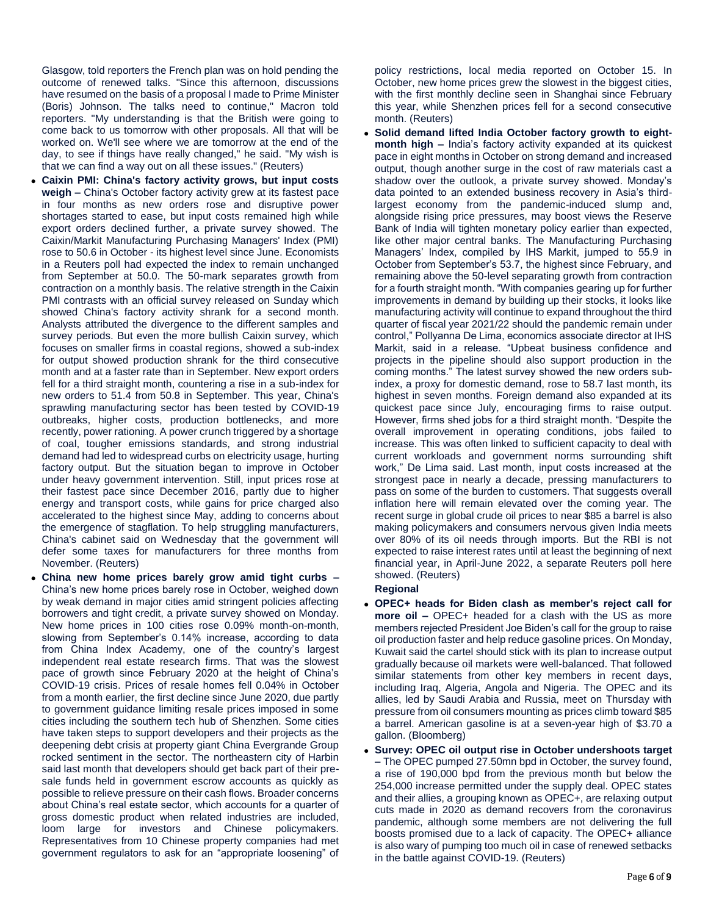Glasgow, told reporters the French plan was on hold pending the outcome of renewed talks. "Since this afternoon, discussions have resumed on the basis of a proposal I made to Prime Minister (Boris) Johnson. The talks need to continue," Macron told reporters. "My understanding is that the British were going to come back to us tomorrow with other proposals. All that will be worked on. We'll see where we are tomorrow at the end of the day, to see if things have really changed," he said. "My wish is that we can find a way out on all these issues." (Reuters)

- **Caixin PMI: China's factory activity grows, but input costs weigh –** China's October factory activity grew at its fastest pace in four months as new orders rose and disruptive power shortages started to ease, but input costs remained high while export orders declined further, a private survey showed. The Caixin/Markit Manufacturing Purchasing Managers' Index (PMI) rose to 50.6 in October - its highest level since June. Economists in a Reuters poll had expected the index to remain unchanged from September at 50.0. The 50-mark separates growth from contraction on a monthly basis. The relative strength in the Caixin PMI contrasts with an official survey released on Sunday which showed China's factory activity shrank for a second month. Analysts attributed the divergence to the different samples and survey periods. But even the more bullish Caixin survey, which focuses on smaller firms in coastal regions, showed a sub-index for output showed production shrank for the third consecutive month and at a faster rate than in September. New export orders fell for a third straight month, countering a rise in a sub-index for new orders to 51.4 from 50.8 in September. This year, China's sprawling manufacturing sector has been tested by COVID-19 outbreaks, higher costs, production bottlenecks, and more recently, power rationing. A power crunch triggered by a shortage of coal, tougher emissions standards, and strong industrial demand had led to widespread curbs on electricity usage, hurting factory output. But the situation began to improve in October under heavy government intervention. Still, input prices rose at their fastest pace since December 2016, partly due to higher energy and transport costs, while gains for price charged also accelerated to the highest since May, adding to concerns about the emergence of stagflation. To help struggling manufacturers, China's cabinet said on Wednesday that the government will defer some taxes for manufacturers for three months from November. (Reuters)
- **China new home prices barely grow amid tight curbs –** China's new home prices barely rose in October, weighed down by weak demand in major cities amid stringent policies affecting borrowers and tight credit, a private survey showed on Monday. New home prices in 100 cities rose 0.09% month-on-month, slowing from September's 0.14% increase, according to data from China Index Academy, one of the country's largest independent real estate research firms. That was the slowest pace of growth since February 2020 at the height of China's COVID-19 crisis. Prices of resale homes fell 0.04% in October from a month earlier, the first decline since June 2020, due partly to government guidance limiting resale prices imposed in some cities including the southern tech hub of Shenzhen. Some cities have taken steps to support developers and their projects as the deepening debt crisis at property giant China Evergrande Group rocked sentiment in the sector. The northeastern city of Harbin said last month that developers should get back part of their pre-sale funds held in government escrow accounts as quickly as possible to relieve pressure on their cash flows. Broader concerns about China's real estate sector, which accounts for a quarter of gross domestic product when related industries are included, loom large for investors and Chinese policymakers. Representatives from 10 Chinese property companies had met government regulators to ask for an "appropriate loosening" of policy restrictions, local media reported on October 15. In October, new home prices grew the slowest in the biggest cities, with the first monthly decline seen in Shanghai since February this year, while Shenzhen prices fell for a second consecutive month. (Reuters)
- **Solid demand lifted India October factory growth to eight-month high –** India's factory activity expanded at its quickest pace in eight months in October on strong demand and increased output, though another surge in the cost of raw materials cast a shadow over the outlook, a private survey showed. Monday's data pointed to an extended business recovery in Asia's third-largest economy from the pandemic-induced slump and, alongside rising price pressures, may boost views the Reserve Bank of India will tighten monetary policy earlier than expected, like other major central banks. The Manufacturing Purchasing Managers' Index, compiled by IHS Markit, jumped to 55.9 in October from September's 53.7, the highest since February, and remaining above the 50-level separating growth from contraction for a fourth straight month. "With companies gearing up for further improvements in demand by building up their stocks, it looks like manufacturing activity will continue to expand throughout the third quarter of fiscal year 2021/22 should the pandemic remain under control," Pollyanna De Lima, economics associate director at IHS Markit, said in a release. "Upbeat business confidence and projects in the pipeline should also support production in the coming months." The latest survey showed the new orders sub-index, a proxy for domestic demand, rose to 58.7 last month, its highest in seven months. Foreign demand also expanded at its quickest pace since July, encouraging firms to raise output. However, firms shed jobs for a third straight month. "Despite the overall improvement in operating conditions, jobs failed to increase. This was often linked to sufficient capacity to deal with current workloads and government norms surrounding shift work," De Lima said. Last month, input costs increased at the strongest pace in nearly a decade, pressing manufacturers to pass on some of the burden to customers. That suggests overall inflation here will remain elevated over the coming year. The recent surge in global crude oil prices to near $85 a barrel is also making policymakers and consumers nervous given India meets over 80% of its oil needs through imports. But the RBI is not expected to raise interest rates until at least the beginning of next financial year, in April-June 2022, a separate Reuters poll here showed. (Reuters)

**Regional**

- **OPEC+ heads for Biden clash as member's reject call for more oil –** OPEC+ headed for a clash with the US as more members rejected President Joe Biden's call for the group to raise oil production faster and help reduce gasoline prices. On Monday, Kuwait said the cartel should stick with its plan to increase output gradually because oil markets were well-balanced. That followed similar statements from other key members in recent days, including Iraq, Algeria, Angola and Nigeria. The OPEC and its allies, led by Saudi Arabia and Russia, meet on Thursday with pressure from oil consumers mounting as prices climb toward $85 a barrel. American gasoline is at a seven-year high of $3.70 a gallon. (Bloomberg)
- **Survey: OPEC oil output rise in October undershoots target –** The OPEC pumped 27.50mn bpd in October, the survey found, a rise of 190,000 bpd from the previous month but below the 254,000 increase permitted under the supply deal. OPEC states and their allies, a grouping known as OPEC+, are relaxing output cuts made in 2020 as demand recovers from the coronavirus pandemic, although some members are not delivering the full boosts promised due to a lack of capacity. The OPEC+ alliance is also wary of pumping too much oil in case of renewed setbacks in the battle against COVID-19. (Reuters)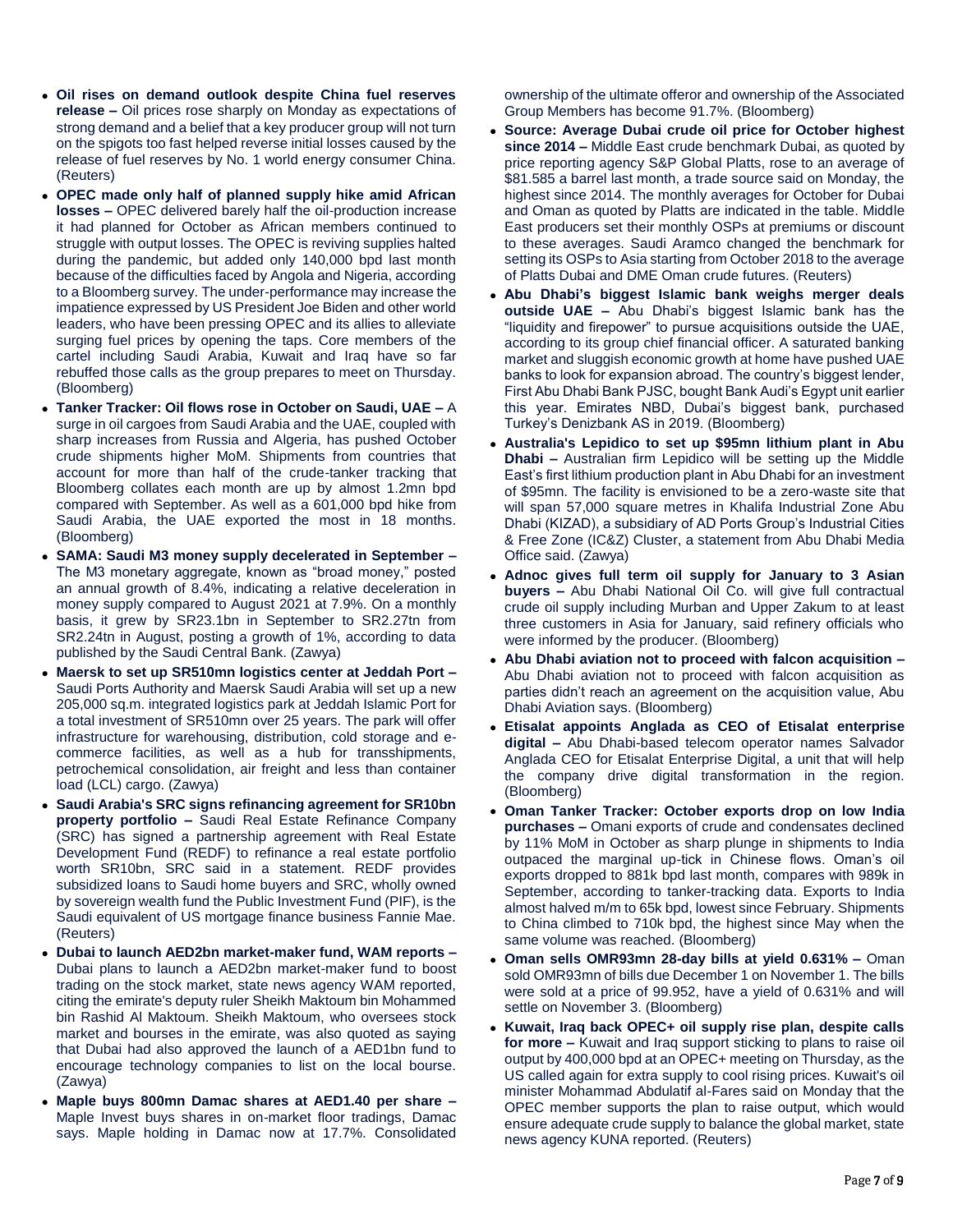- **Oil rises on demand outlook despite China fuel reserves release –** Oil prices rose sharply on Monday as expectations of strong demand and a belief that a key producer group will not turn on the spigots too fast helped reverse initial losses caused by the release of fuel reserves by No. 1 world energy consumer China. (Reuters)
- **OPEC made only half of planned supply hike amid African losses –** OPEC delivered barely half the oil-production increase it had planned for October as African members continued to struggle with output losses. The OPEC is reviving supplies halted during the pandemic, but added only 140,000 bpd last month because of the difficulties faced by Angola and Nigeria, according to a Bloomberg survey. The under-performance may increase the impatience expressed by US President Joe Biden and other world leaders, who have been pressing OPEC and its allies to alleviate surging fuel prices by opening the taps. Core members of the cartel including Saudi Arabia, Kuwait and Iraq have so far rebuffed those calls as the group prepares to meet on Thursday. (Bloomberg)
- **Tanker Tracker: Oil flows rose in October on Saudi, UAE –** A surge in oil cargoes from Saudi Arabia and the UAE, coupled with sharp increases from Russia and Algeria, has pushed October crude shipments higher MoM. Shipments from countries that account for more than half of the crude-tanker tracking that Bloomberg collates each month are up by almost 1.2mn bpd compared with September. As well as a 601,000 bpd hike from Saudi Arabia, the UAE exported the most in 18 months. (Bloomberg)
- **SAMA: Saudi M3 money supply decelerated in September –** The M3 monetary aggregate, known as "broad money," posted an annual growth of 8.4%, indicating a relative deceleration in money supply compared to August 2021 at 7.9%. On a monthly basis, it grew by SR23.1bn in September to SR2.27tn from SR2.24tn in August, posting a growth of 1%, according to data published by the Saudi Central Bank. (Zawya)
- **Maersk to set up SR510mn logistics center at Jeddah Port –** Saudi Ports Authority and Maersk Saudi Arabia will set up a new 205,000 sq.m. integrated logistics park at Jeddah Islamic Port for a total investment of SR510mn over 25 years. The park will offer infrastructure for warehousing, distribution, cold storage and e-commerce facilities, as well as a hub for transshipments, petrochemical consolidation, air freight and less than container load (LCL) cargo. (Zawya)
- **Saudi Arabia's SRC signs refinancing agreement for SR10bn property portfolio –** Saudi Real Estate Refinance Company (SRC) has signed a partnership agreement with Real Estate Development Fund (REDF) to refinance a real estate portfolio worth SR10bn, SRC said in a statement. REDF provides subsidized loans to Saudi home buyers and SRC, wholly owned by sovereign wealth fund the Public Investment Fund (PIF), is the Saudi equivalent of US mortgage finance business Fannie Mae. (Reuters)
- **Dubai to launch AED2bn market-maker fund, WAM reports –** Dubai plans to launch a AED2bn market-maker fund to boost trading on the stock market, state news agency WAM reported, citing the emirate's deputy ruler Sheikh Maktoum bin Mohammed bin Rashid Al Maktoum. Sheikh Maktoum, who oversees stock market and bourses in the emirate, was also quoted as saying that Dubai had also approved the launch of a AED1bn fund to encourage technology companies to list on the local bourse. (Zawya)
- **Maple buys 800mn Damac shares at AED1.40 per share –** Maple Invest buys shares in on-market floor tradings, Damac says. Maple holding in Damac now at 17.7%. Consolidated ownership of the ultimate offeror and ownership of the Associated Group Members has become 91.7%. (Bloomberg)
- **Source: Average Dubai crude oil price for October highest since 2014 –** Middle East crude benchmark Dubai, as quoted by price reporting agency S&P Global Platts, rose to an average of $81.585 a barrel last month, a trade source said on Monday, the highest since 2014. The monthly averages for October for Dubai and Oman as quoted by Platts are indicated in the table. Middle East producers set their monthly OSPs at premiums or discount to these averages. Saudi Aramco changed the benchmark for setting its OSPs to Asia starting from October 2018 to the average of Platts Dubai and DME Oman crude futures. (Reuters)
- **Abu Dhabi's biggest Islamic bank weighs merger deals outside UAE –** Abu Dhabi's biggest Islamic bank has the "liquidity and firepower" to pursue acquisitions outside the UAE, according to its group chief financial officer. A saturated banking market and sluggish economic growth at home have pushed UAE banks to look for expansion abroad. The country's biggest lender, First Abu Dhabi Bank PJSC, bought Bank Audi's Egypt unit earlier this year. Emirates NBD, Dubai's biggest bank, purchased Turkey's Denizbank AS in 2019. (Bloomberg)
- **Australia's Lepidico to set up $95mn lithium plant in Abu Dhabi –** Australian firm Lepidico will be setting up the Middle East's first lithium production plant in Abu Dhabi for an investment of $95mn. The facility is envisioned to be a zero-waste site that will span 57,000 square metres in Khalifa Industrial Zone Abu Dhabi (KIZAD), a subsidiary of AD Ports Group's Industrial Cities & Free Zone (IC&Z) Cluster, a statement from Abu Dhabi Media Office said. (Zawya)
- **Adnoc gives full term oil supply for January to 3 Asian buyers –** Abu Dhabi National Oil Co. will give full contractual crude oil supply including Murban and Upper Zakum to at least three customers in Asia for January, said refinery officials who were informed by the producer. (Bloomberg)
- **Abu Dhabi aviation not to proceed with falcon acquisition –** Abu Dhabi aviation not to proceed with falcon acquisition as parties didn't reach an agreement on the acquisition value, Abu Dhabi Aviation says. (Bloomberg)
- **Etisalat appoints Anglada as CEO of Etisalat enterprise digital –** Abu Dhabi-based telecom operator names Salvador Anglada CEO for Etisalat Enterprise Digital, a unit that will help the company drive digital transformation in the region. (Bloomberg)
- **Oman Tanker Tracker: October exports drop on low India purchases –** Omani exports of crude and condensates declined by 11% MoM in October as sharp plunge in shipments to India outpaced the marginal up-tick in Chinese flows. Oman's oil exports dropped to 881k bpd last month, compares with 989k in September, according to tanker-tracking data. Exports to India almost halved m/m to 65k bpd, lowest since February. Shipments to China climbed to 710k bpd, the highest since May when the same volume was reached. (Bloomberg)
- **Oman sells OMR93mn 28-day bills at yield 0.631% –** Oman sold OMR93mn of bills due December 1 on November 1. The bills were sold at a price of 99.952, have a yield of 0.631% and will settle on November 3. (Bloomberg)
- **Kuwait, Iraq back OPEC+ oil supply rise plan, despite calls for more –** Kuwait and Iraq support sticking to plans to raise oil output by 400,000 bpd at an OPEC+ meeting on Thursday, as the US called again for extra supply to cool rising prices. Kuwait's oil minister Mohammad Abdulatif al-Fares said on Monday that the OPEC member supports the plan to raise output, which would ensure adequate crude supply to balance the global market, state news agency KUNA reported. (Reuters)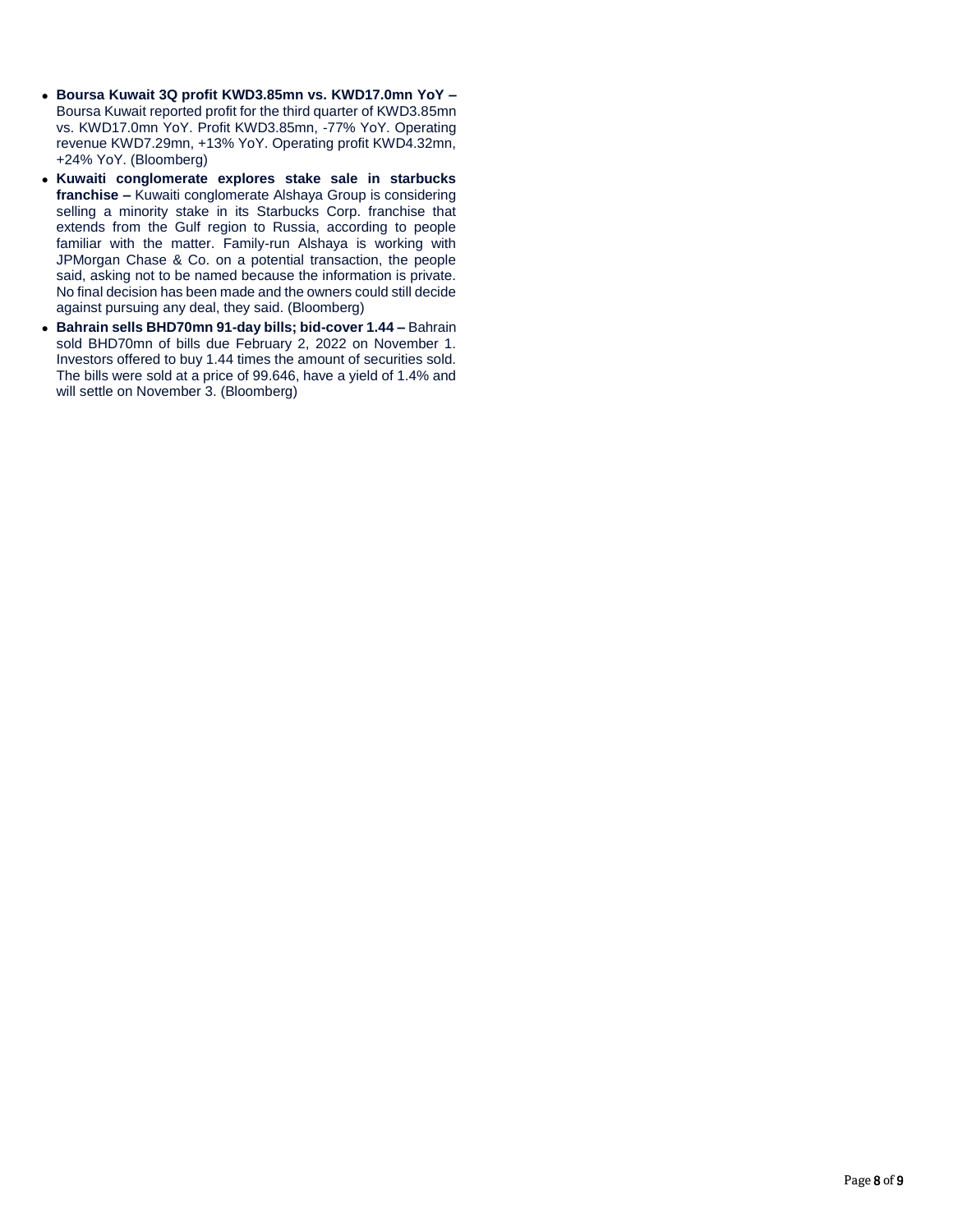- **Boursa Kuwait 3Q profit KWD3.85mn vs. KWD17.0mn YoY –** Boursa Kuwait reported profit for the third quarter of KWD3.85mn vs. KWD17.0mn YoY. Profit KWD3.85mn, -77% YoY. Operating revenue KWD7.29mn, +13% YoY. Operating profit KWD4.32mn, +24% YoY. (Bloomberg)
- **Kuwaiti conglomerate explores stake sale in starbucks franchise –** Kuwaiti conglomerate Alshaya Group is considering selling a minority stake in its Starbucks Corp. franchise that extends from the Gulf region to Russia, according to people familiar with the matter. Family-run Alshaya is working with JPMorgan Chase & Co. on a potential transaction, the people said, asking not to be named because the information is private. No final decision has been made and the owners could still decide against pursuing any deal, they said. (Bloomberg)
- **Bahrain sells BHD70mn 91-day bills; bid-cover 1.44 –** Bahrain sold BHD70mn of bills due February 2, 2022 on November 1. Investors offered to buy 1.44 times the amount of securities sold. The bills were sold at a price of 99.646, have a yield of 1.4% and will settle on November 3. (Bloomberg)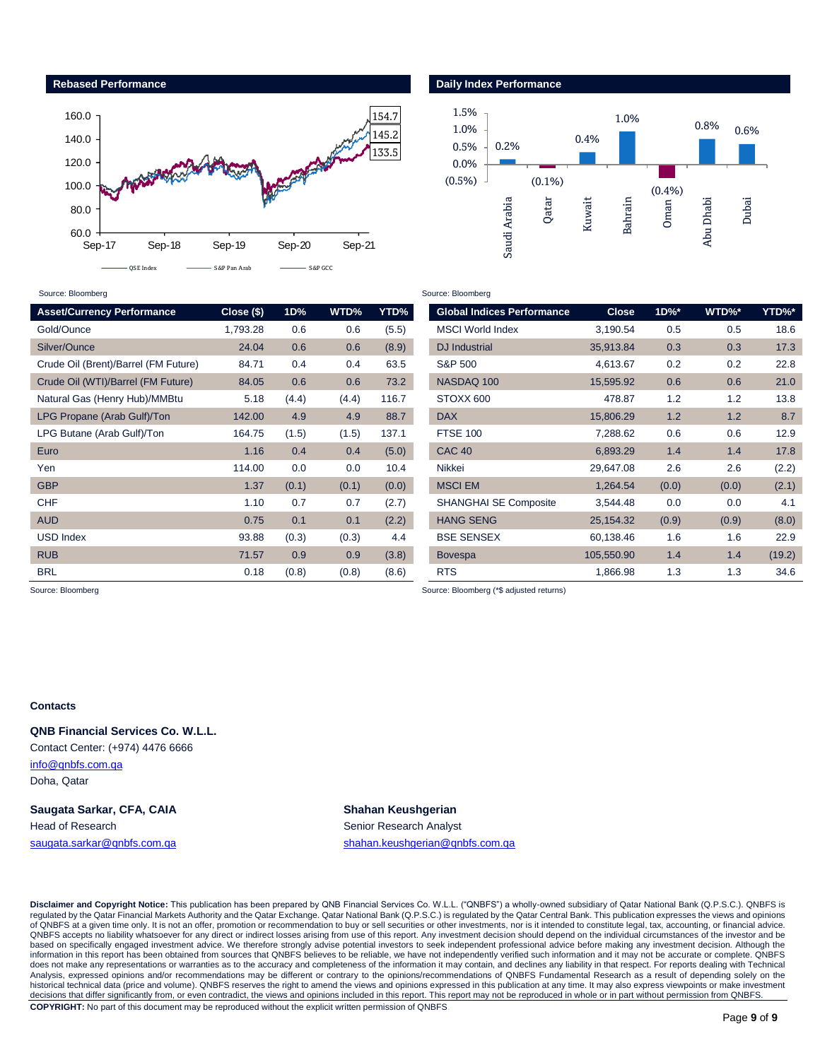**Rebased Performance**

160.0
140.0
120.0
100.0
80.0
60.0

Sep-17 Sep-18 Sep-19 Sep-20 Sep-21

154.7
145.2
133.5

QSE Index S&P Pan Arab S&P GCC

Source: Bloomberg

**Daily Index Performance**

1.5%
1.0%
0.5%
0.0%
(0.5%)

0.2% (0.1%) 0.4% 1.0% (0.4%) 0.8% 0.6%

Saudi Arabia Qatar Kuwait Bahrain Oman Abu Dhabi Dubai

Source: Bloomberg

| Asset/Currency Performance | Close ($) | 1D% | WTD% | YTD% |
|---|---|---|---|---|
| Gold/Ounce | 1,793.28 | 0.6 | 0.6 | (5.5) |
| Silver/Ounce | 24.04 | 0.6 | 0.6 | (8.9) |
| Crude Oil (Brent)/Barrel (FM Future) | 84.71 | 0.4 | 0.4 | 63.5 |
| Crude Oil (WTI)/Barrel (FM Future) | 84.05 | 0.6 | 0.6 | 73.2 |
| Natural Gas (Henry Hub)/MMBtu | 5.18 | (4.4) | (4.4) | 116.7 |
| LPG Propane (Arab Gulf)/Ton | 142.00 | 4.9 | 4.9 | 88.7 |
| LPG Butane (Arab Gulf)/Ton | 164.75 | (1.5) | (1.5) | 137.1 |
| Euro | 1.16 | 0.4 | 0.4 | (5.0) |
| Yen | 114.00 | 0.0 | 0.0 | 10.4 |
| GBP | 1.37 | (0.1) | (0.1) | (0.0) |
| CHF | 1.10 | 0.7 | 0.7 | (2.7) |
| AUD | 0.75 | 0.1 | 0.1 | (2.2) |
| USD Index | 93.88 | (0.3) | (0.3) | 4.4 |
| RUB | 71.57 | 0.9 | 0.9 | (3.8) |
| BRL | 0.18 | (0.8) | (0.8) | (8.6) |

Source: Bloomberg

| Global Indices Performance | Close | 1D%* | WTD%* | YTD%* |
|---|---|---|---|---|
| MSCI World Index | 3,190.54 | 0.5 | 0.5 | 18.6 |
| DJ Industrial | 35,913.84 | 0.3 | 0.3 | 17.3 |
| S&P 500 | 4,613.67 | 0.2 | 0.2 | 22.8 |
| NASDAQ 100 | 15,595.92 | 0.6 | 0.6 | 21.0 |
| STOXX 600 | 478.87 | 1.2 | 1.2 | 13.8 |
| DAX | 15,806.29 | 1.2 | 1.2 | 8.7 |
| FTSE 100 | 7,288.62 | 0.6 | 0.6 | 12.9 |
| CAC 40 | 6,893.29 | 1.4 | 1.4 | 17.8 |
| Nikkei | 29,647.08 | 2.6 | 2.6 | (2.2) |
| MSCI EM | 1,264.54 | (0.0) | (0.0) | (2.1) |
| SHANGHAI SE Composite | 3,544.48 | 0.0 | 0.0 | 4.1 |
| HANG SENG | 25,154.32 | (0.9) | (0.9) | (8.0) |
| BSE SENSEX | 60,138.46 | 1.6 | 1.6 | 22.9 |
| Bovespa | 105,550.90 | 1.4 | 1.4 | (19.2) |
| RTS | 1,866.98 | 1.3 | 1.3 | 34.6 |

Source: Bloomberg (*$ adjusted returns)

**Contacts**

**QNB Financial Services Co. W.L.L.**
Contact Center: (+974) 4476 6666
info@qnbfs.com.qa
Doha, Qatar

**Saugata Sarkar, CFA, CAIA**
Head of Research
saugata.sarkar@qnbfs.com.qa

**Shahan Keushgerian**
Senior Research Analyst
shahan.keushgerian@qnbfs.com.qa

**Disclaimer and Copyright Notice:** This publication has been prepared by QNB Financial Services Co. W.L.L. ("QNBFS") a wholly-owned subsidiary of Qatar National Bank (Q.P.S.C.). QNBFS is regulated by the Qatar Financial Markets Authority and the Qatar Exchange. Qatar National Bank (Q.P.S.C.) is regulated by the Qatar Central Bank. This publication expresses the views and opinions of QNBFS at a given time only. It is not an offer, promotion or recommendation to buy or sell securities or other investments, nor is it intended to constitute legal, tax, accounting, or financial advice. QNBFS accepts no liability whatsoever for any direct or indirect losses arising from use of this report. Any investment decision should depend on the individual circumstances of the investor and be based on specifically engaged investment advice. We therefore strongly advise potential investors to seek independent professional advice before making any investment decision. Although the information in this report has been obtained from sources that QNBFS believes to be reliable, we have not independently verified such information and it may not be accurate or complete. QNBFS does not make any representations or warranties as to the accuracy and completeness of the information it may contain, and declines any liability in that respect. For reports dealing with Technical Analysis, expressed opinions and/or recommendations may be different or contrary to the opinions/recommendations of QNBFS Fundamental Research as a result of depending solely on the historical technical data (price and volume). QNBFS reserves the right to amend the views and opinions expressed in this publication at any time. It may also express viewpoints or make investment decisions that differ significantly from, or even contradict, the views and opinions included in this report. This report may not be reproduced in whole or in part without permission from QNBFS.

**COPYRIGHT:** No part of this document may be reproduced without the explicit written permission of QNBFS.